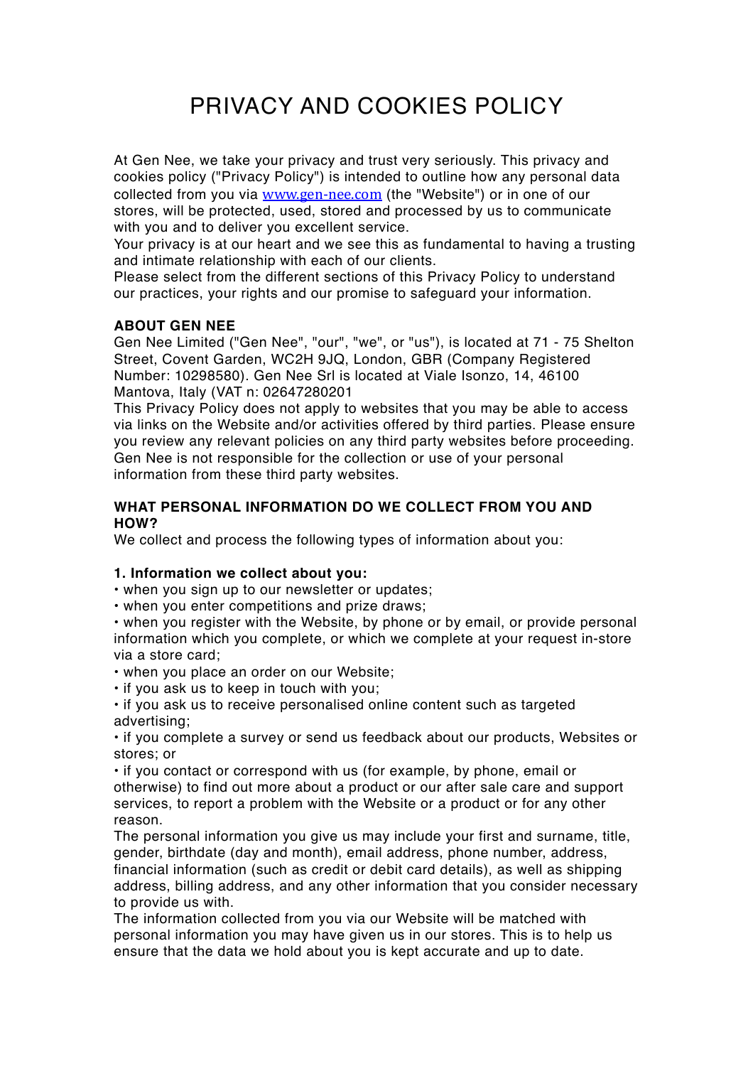# PRIVACY AND COOKIES POLICY

At Gen Nee, we take your privacy and trust very seriously. This privacy and cookies policy ("Privacy Policy") is intended to outline how any personal data collected from you via [www.gen-nee.com](http://www.gen-nee.com) (the "Website") or in one of our stores, will be protected, used, stored and processed by us to communicate with you and to deliver you excellent service.

Your privacy is at our heart and we see this as fundamental to having a trusting and intimate relationship with each of our clients.

Please select from the different sections of this Privacy Policy to understand our practices, your rights and our promise to safeguard your information.

**ABOUT GEN NEE**

Gen Nee Limited ("Gen Nee", "our", "we", or "us"), is located at 71 - 75 Shelton Street, Covent Garden, WC2H 9JQ, London, GBR (Company Registered Number: 10298580). Gen Nee Srl is located at Viale Isonzo, 14, 46100 Mantova, Italy (VAT n: 02647280201

This Privacy Policy does not apply to websites that you may be able to access via links on the Website and/or activities offered by third parties. Please ensure you review any relevant policies on any third party websites before proceeding. Gen Nee is not responsible for the collection or use of your personal information from these third party websites.

**WHAT PERSONAL INFORMATION DO WE COLLECT FROM YOU AND HOW?**

We collect and process the following types of information about you:

**1. Information we collect about you:**

- when you sign up to our newsletter or updates;
- when you enter competitions and prize draws;
- when you register with the Website, by phone or by email, or provide personal information which you complete, or which we complete at your request in-store via a store card;
- when you place an order on our Website;
- if you ask us to keep in touch with you;
- if you ask us to receive personalised online content such as targeted advertising;
- if you complete a survey or send us feedback about our products, Websites or stores; or
- if you contact or correspond with us (for example, by phone, email or otherwise) to find out more about a product or our after sale care and support services, to report a problem with the Website or a product or for any other reason.

The personal information you give us may include your first and surname, title, gender, birthdate (day and month), email address, phone number, address, financial information (such as credit or debit card details), as well as shipping address, billing address, and any other information that you consider necessary to provide us with.

The information collected from you via our Website will be matched with personal information you may have given us in our stores. This is to help us ensure that the data we hold about you is kept accurate and up to date.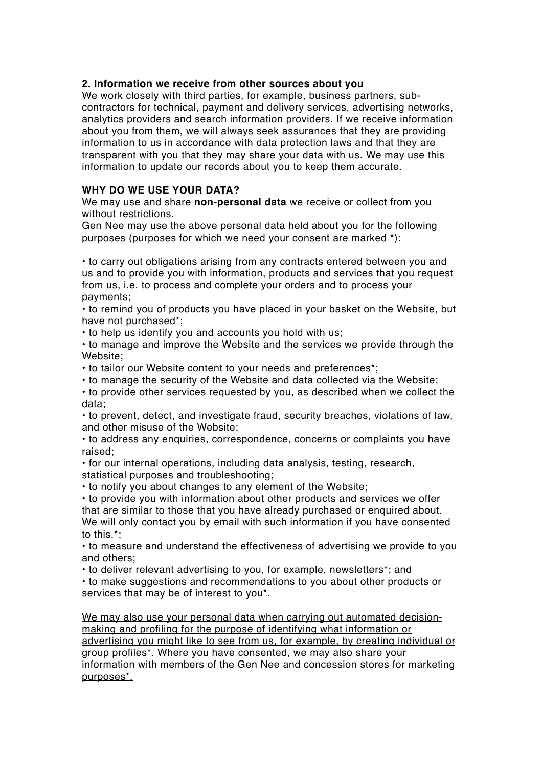**2. Information we receive from other sources about you**

We work closely with third parties, for example, business partners, sub-contractors for technical, payment and delivery services, advertising networks, analytics providers and search information providers. If we receive information about you from them, we will always seek assurances that they are providing information to us in accordance with data protection laws and that they are transparent with you that they may share your data with us. We may use this information to update our records about you to keep them accurate.

**WHY DO WE USE YOUR DATA?**

We may use and share **non-personal data** we receive or collect from you without restrictions.

Gen Nee may use the above personal data held about you for the following purposes (purposes for which we need your consent are marked *):

- to carry out obligations arising from any contracts entered between you and us and to provide you with information, products and services that you request from us, i.e. to process and complete your orders and to process your payments;
- to remind you of products you have placed in your basket on the Website, but have not purchased*;
- to help us identify you and accounts you hold with us;
- to manage and improve the Website and the services we provide through the Website;
- to tailor our Website content to your needs and preferences*;
- to manage the security of the Website and data collected via the Website;
- to provide other services requested by you, as described when we collect the data;
- to prevent, detect, and investigate fraud, security breaches, violations of law, and other misuse of the Website;
- to address any enquiries, correspondence, concerns or complaints you have raised;
- for our internal operations, including data analysis, testing, research, statistical purposes and troubleshooting;
- to notify you about changes to any element of the Website;
- to provide you with information about other products and services we offer that are similar to those that you have already purchased or enquired about. We will only contact you by email with such information if you have consented to this.*;
- to measure and understand the effectiveness of advertising we provide to you and others;
- to deliver relevant advertising to you, for example, newsletters*; and
- to make suggestions and recommendations to you about other products or services that may be of interest to you*.

<u>We may also use your personal data when carrying out automated decision-making and profiling for the purpose of identifying what information or advertising you might like to see from us, for example, by creating individual or group profiles*. Where you have consented, we may also share your information with members of the Gen Nee and concession stores for marketing purposes*.</u>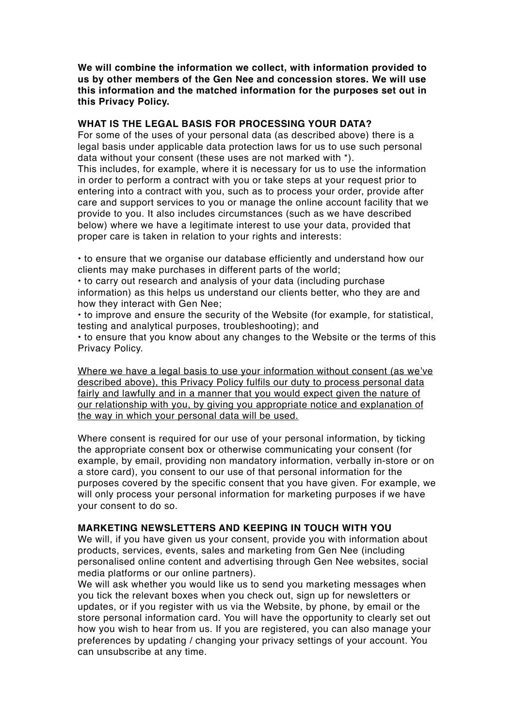**We will combine the information we collect, with information provided to us by other members of the Gen Nee and concession stores. We will use this information and the matched information for the purposes set out in this Privacy Policy.**

## WHAT IS THE LEGAL BASIS FOR PROCESSING YOUR DATA?

For some of the uses of your personal data (as described above) there is a legal basis under applicable data protection laws for us to use such personal data without your consent (these uses are not marked with *).

This includes, for example, where it is necessary for us to use the information in order to perform a contract with you or take steps at your request prior to entering into a contract with you, such as to process your order, provide after care and support services to you or manage the online account facility that we provide to you. It also includes circumstances (such as we have described below) where we have a legitimate interest to use your data, provided that proper care is taken in relation to your rights and interests:

- to ensure that we organise our database efficiently and understand how our clients may make purchases in different parts of the world;
- to carry out research and analysis of your data (including purchase information) as this helps us understand our clients better, who they are and how they interact with Gen Nee;
- to improve and ensure the security of the Website (for example, for statistical, testing and analytical purposes, troubleshooting); and
- to ensure that you know about any changes to the Website or the terms of this Privacy Policy.

<u>Where we have a legal basis to use your information without consent (as we've described above), this Privacy Policy fulfils our duty to process personal data fairly and lawfully and in a manner that you would expect given the nature of our relationship with you, by giving you appropriate notice and explanation of the way in which your personal data will be used.</u>

Where consent is required for our use of your personal information, by ticking the appropriate consent box or otherwise communicating your consent (for example, by email, providing non mandatory information, verbally in-store or on a store card), you consent to our use of that personal information for the purposes covered by the specific consent that you have given. For example, we will only process your personal information for marketing purposes if we have your consent to do so.

## MARKETING NEWSLETTERS AND KEEPING IN TOUCH WITH YOU

We will, if you have given us your consent, provide you with information about products, services, events, sales and marketing from Gen Nee (including personalised online content and advertising through Gen Nee websites, social media platforms or our online partners).

We will ask whether you would like us to send you marketing messages when you tick the relevant boxes when you check out, sign up for newsletters or updates, or if you register with us via the Website, by phone, by email or the store personal information card. You will have the opportunity to clearly set out how you wish to hear from us. If you are registered, you can also manage your preferences by updating / changing your privacy settings of your account. You can unsubscribe at any time.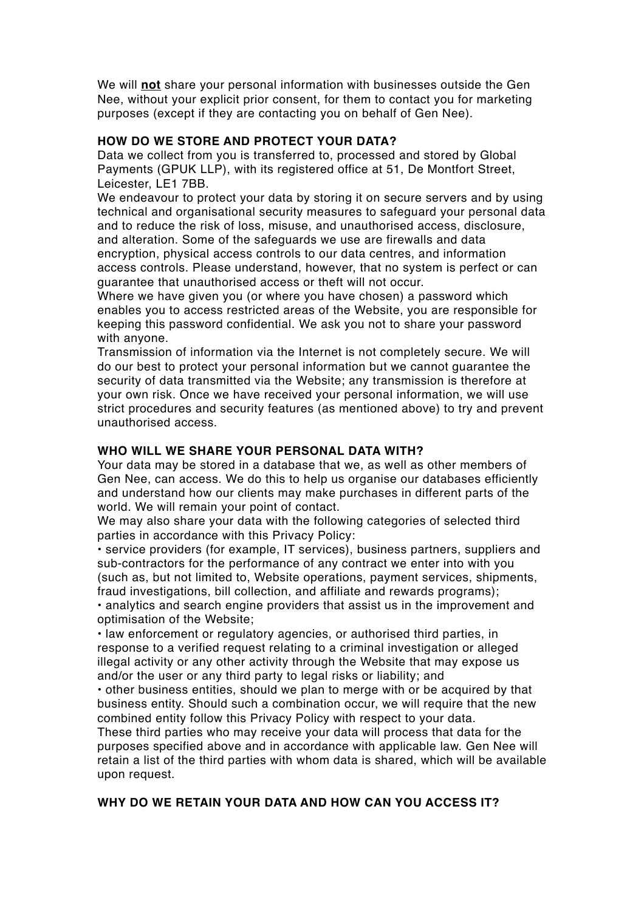We will **not** share your personal information with businesses outside the Gen Nee, without your explicit prior consent, for them to contact you for marketing purposes (except if they are contacting you on behalf of Gen Nee).

**HOW DO WE STORE AND PROTECT YOUR DATA?**

Data we collect from you is transferred to, processed and stored by Global Payments (GPUK LLP), with its registered office at 51, De Montfort Street, Leicester, LE1 7BB.

We endeavour to protect your data by storing it on secure servers and by using technical and organisational security measures to safeguard your personal data and to reduce the risk of loss, misuse, and unauthorised access, disclosure, and alteration. Some of the safeguards we use are firewalls and data encryption, physical access controls to our data centres, and information access controls. Please understand, however, that no system is perfect or can guarantee that unauthorised access or theft will not occur.

Where we have given you (or where you have chosen) a password which enables you to access restricted areas of the Website, you are responsible for keeping this password confidential. We ask you not to share your password with anyone.

Transmission of information via the Internet is not completely secure. We will do our best to protect your personal information but we cannot guarantee the security of data transmitted via the Website; any transmission is therefore at your own risk. Once we have received your personal information, we will use strict procedures and security features (as mentioned above) to try and prevent unauthorised access.

**WHO WILL WE SHARE YOUR PERSONAL DATA WITH?**

Your data may be stored in a database that we, as well as other members of Gen Nee, can access. We do this to help us organise our databases efficiently and understand how our clients may make purchases in different parts of the world. We will remain your point of contact.

We may also share your data with the following categories of selected third parties in accordance with this Privacy Policy:

- service providers (for example, IT services), business partners, suppliers and sub-contractors for the performance of any contract we enter into with you (such as, but not limited to, Website operations, payment services, shipments, fraud investigations, bill collection, and affiliate and rewards programs);
- analytics and search engine providers that assist us in the improvement and optimisation of the Website;
- law enforcement or regulatory agencies, or authorised third parties, in response to a verified request relating to a criminal investigation or alleged illegal activity or any other activity through the Website that may expose us and/or the user or any third party to legal risks or liability; and
- other business entities, should we plan to merge with or be acquired by that business entity. Should such a combination occur, we will require that the new combined entity follow this Privacy Policy with respect to your data.

These third parties who may receive your data will process that data for the purposes specified above and in accordance with applicable law. Gen Nee will retain a list of the third parties with whom data is shared, which will be available upon request.

**WHY DO WE RETAIN YOUR DATA AND HOW CAN YOU ACCESS IT?**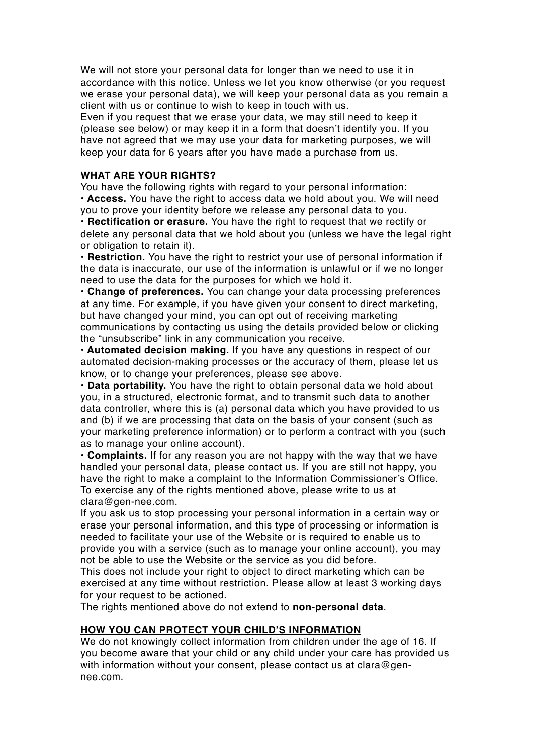We will not store your personal data for longer than we need to use it in accordance with this notice. Unless we let you know otherwise (or you request we erase your personal data), we will keep your personal data as you remain a client with us or continue to wish to keep in touch with us.
Even if you request that we erase your data, we may still need to keep it (please see below) or may keep it in a form that doesn't identify you. If you have not agreed that we may use your data for marketing purposes, we will keep your data for 6 years after you have made a purchase from us.

**WHAT ARE YOUR RIGHTS?**

You have the following rights with regard to your personal information:

- **Access.** You have the right to access data we hold about you. We will need you to prove your identity before we release any personal data to you.
- **Rectification or erasure.** You have the right to request that we rectify or delete any personal data that we hold about you (unless we have the legal right or obligation to retain it).
- **Restriction.** You have the right to restrict your use of personal information if the data is inaccurate, our use of the information is unlawful or if we no longer need to use the data for the purposes for which we hold it.
- **Change of preferences.** You can change your data processing preferences at any time. For example, if you have given your consent to direct marketing, but have changed your mind, you can opt out of receiving marketing communications by contacting us using the details provided below or clicking the "unsubscribe" link in any communication you receive.
- **Automated decision making.** If you have any questions in respect of our automated decision-making processes or the accuracy of them, please let us know, or to change your preferences, please see above.
- **Data portability.** You have the right to obtain personal data we hold about you, in a structured, electronic format, and to transmit such data to another data controller, where this is (a) personal data which you have provided to us and (b) if we are processing that data on the basis of your consent (such as your marketing preference information) or to perform a contract with you (such as to manage your online account).
- **Complaints.** If for any reason you are not happy with the way that we have handled your personal data, please contact us. If you are still not happy, you have the right to make a complaint to the Information Commissioner's Office.

To exercise any of the rights mentioned above, please write to us at clara@gen-nee.com.
If you ask us to stop processing your personal information in a certain way or erase your personal information, and this type of processing or information is needed to facilitate your use of the Website or is required to enable us to provide you with a service (such as to manage your online account), you may not be able to use the Website or the service as you did before.
This does not include your right to object to direct marketing which can be exercised at any time without restriction. Please allow at least 3 working days for your request to be actioned.
The rights mentioned above do not extend to **non-personal data**.

**HOW YOU CAN PROTECT YOUR CHILD'S INFORMATION**

We do not knowingly collect information from children under the age of 16. If you become aware that your child or any child under your care has provided us with information without your consent, please contact us at clara@gen-nee.com.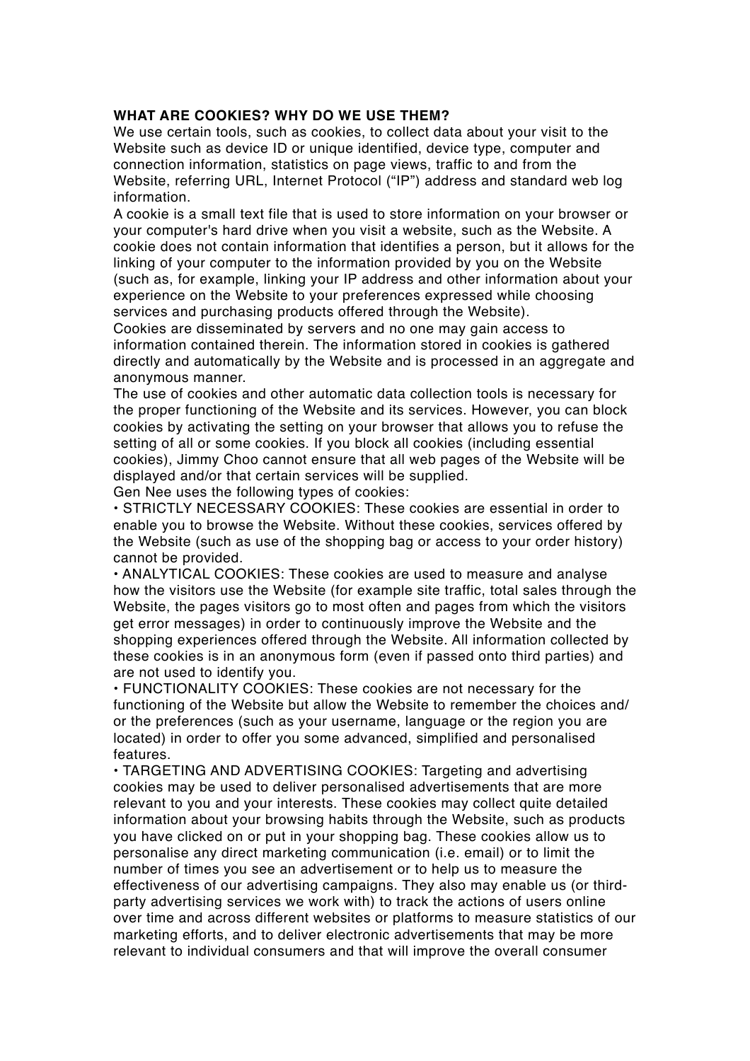**WHAT ARE COOKIES? WHY DO WE USE THEM?**

We use certain tools, such as cookies, to collect data about your visit to the Website such as device ID or unique identified, device type, computer and connection information, statistics on page views, traffic to and from the Website, referring URL, Internet Protocol ("IP") address and standard web log information.

A cookie is a small text file that is used to store information on your browser or your computer's hard drive when you visit a website, such as the Website. A cookie does not contain information that identifies a person, but it allows for the linking of your computer to the information provided by you on the Website (such as, for example, linking your IP address and other information about your experience on the Website to your preferences expressed while choosing services and purchasing products offered through the Website).

Cookies are disseminated by servers and no one may gain access to information contained therein. The information stored in cookies is gathered directly and automatically by the Website and is processed in an aggregate and anonymous manner.

The use of cookies and other automatic data collection tools is necessary for the proper functioning of the Website and its services. However, you can block cookies by activating the setting on your browser that allows you to refuse the setting of all or some cookies. If you block all cookies (including essential cookies), Jimmy Choo cannot ensure that all web pages of the Website will be displayed and/or that certain services will be supplied.

Gen Nee uses the following types of cookies:

- STRICTLY NECESSARY COOKIES: These cookies are essential in order to enable you to browse the Website. Without these cookies, services offered by the Website (such as use of the shopping bag or access to your order history) cannot be provided.
- ANALYTICAL COOKIES: These cookies are used to measure and analyse how the visitors use the Website (for example site traffic, total sales through the Website, the pages visitors go to most often and pages from which the visitors get error messages) in order to continuously improve the Website and the shopping experiences offered through the Website. All information collected by these cookies is in an anonymous form (even if passed onto third parties) and are not used to identify you.
- FUNCTIONALITY COOKIES: These cookies are not necessary for the functioning of the Website but allow the Website to remember the choices and/or the preferences (such as your username, language or the region you are located) in order to offer you some advanced, simplified and personalised features.
- TARGETING AND ADVERTISING COOKIES: Targeting and advertising cookies may be used to deliver personalised advertisements that are more relevant to you and your interests. These cookies may collect quite detailed information about your browsing habits through the Website, such as products you have clicked on or put in your shopping bag. These cookies allow us to personalise any direct marketing communication (i.e. email) or to limit the number of times you see an advertisement or to help us to measure the effectiveness of our advertising campaigns. They also may enable us (or third-party advertising services we work with) to track the actions of users online over time and across different websites or platforms to measure statistics of our marketing efforts, and to deliver electronic advertisements that may be more relevant to individual consumers and that will improve the overall consumer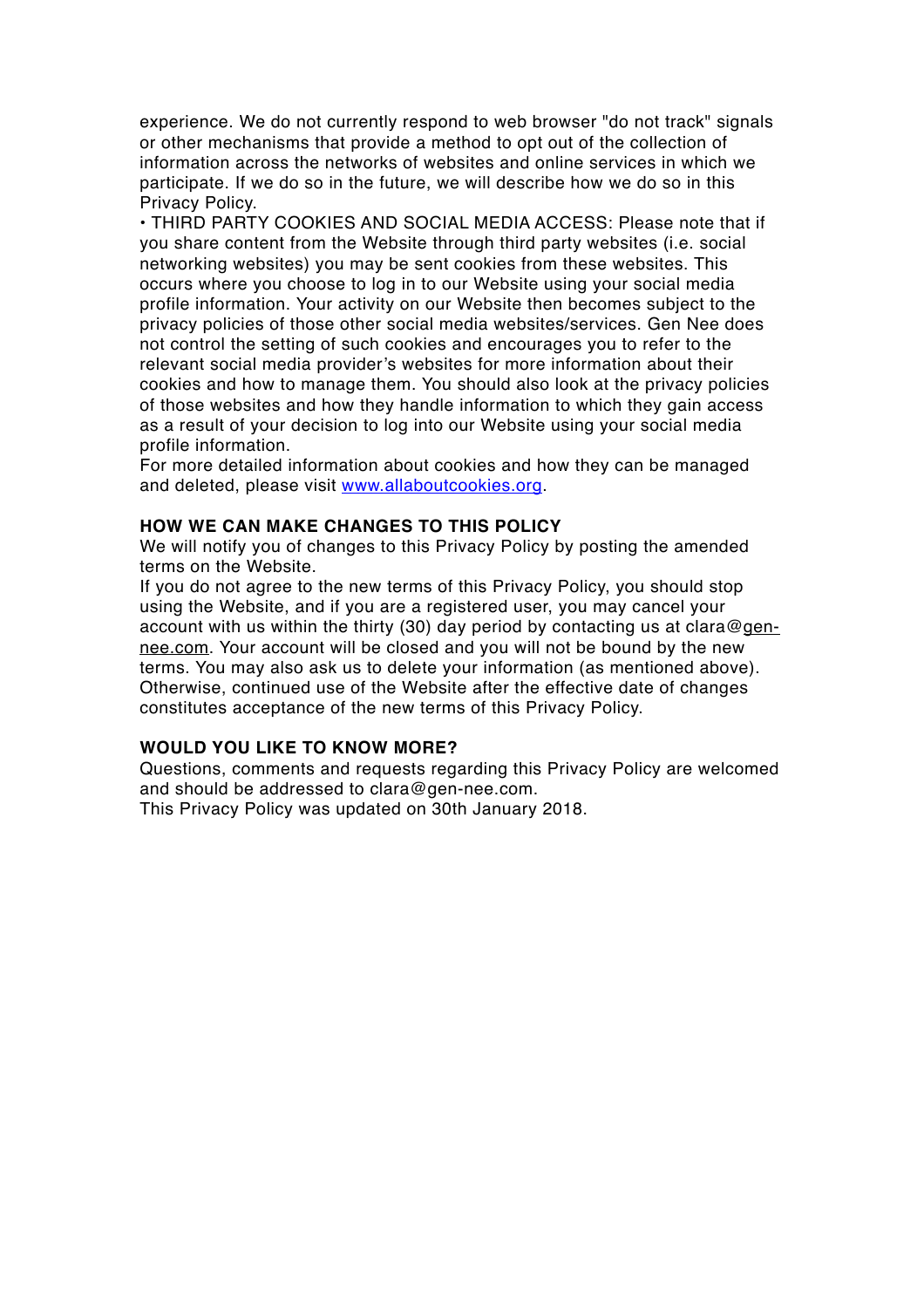experience. We do not currently respond to web browser "do not track" signals or other mechanisms that provide a method to opt out of the collection of information across the networks of websites and online services in which we participate. If we do so in the future, we will describe how we do so in this Privacy Policy.

• THIRD PARTY COOKIES AND SOCIAL MEDIA ACCESS: Please note that if you share content from the Website through third party websites (i.e. social networking websites) you may be sent cookies from these websites. This occurs where you choose to log in to our Website using your social media profile information. Your activity on our Website then becomes subject to the privacy policies of those other social media websites/services. Gen Nee does not control the setting of such cookies and encourages you to refer to the relevant social media provider's websites for more information about their cookies and how to manage them. You should also look at the privacy policies of those websites and how they handle information to which they gain access as a result of your decision to log into our Website using your social media profile information.

For more detailed information about cookies and how they can be managed and deleted, please visit [www.allaboutcookies.org](http://www.allaboutcookies.org).

**HOW WE CAN MAKE CHANGES TO THIS POLICY**

We will notify you of changes to this Privacy Policy by posting the amended terms on the Website.

If you do not agree to the new terms of this Privacy Policy, you should stop using the Website, and if you are a registered user, you may cancel your account with us within the thirty (30) day period by contacting us at clara@gen-nee.com. Your account will be closed and you will not be bound by the new terms. You may also ask us to delete your information (as mentioned above). Otherwise, continued use of the Website after the effective date of changes constitutes acceptance of the new terms of this Privacy Policy.

**WOULD YOU LIKE TO KNOW MORE?**

Questions, comments and requests regarding this Privacy Policy are welcomed and should be addressed to clara@gen-nee.com.

This Privacy Policy was updated on 30th January 2018.